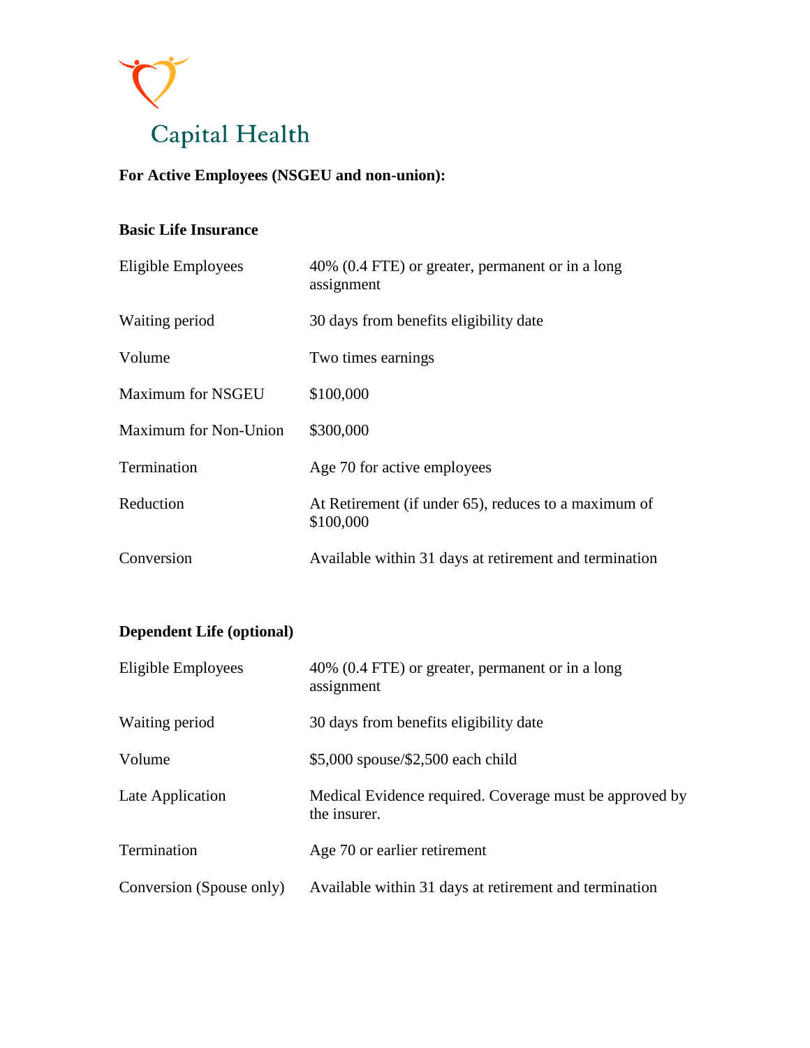Capital Health

**For Active Employees (NSGEU and non-union):**

**Basic Life Insurance**

| | |
|---|---|
| Eligible Employees | 40% (0.4 FTE) or greater, permanent or in a long assignment |
| Waiting period | 30 days from benefits eligibility date |
| Volume | Two times earnings |
| Maximum for NSGEU | $100,000 |
| Maximum for Non-Union | $300,000 |
| Termination | Age 70 for active employees |
| Reduction | At Retirement (if under 65), reduces to a maximum of $100,000 |
| Conversion | Available within 31 days at retirement and termination |

**Dependent Life (optional)**

| | |
|---|---|
| Eligible Employees | 40% (0.4 FTE) or greater, permanent or in a long assignment |
| Waiting period | 30 days from benefits eligibility date |
| Volume | $5,000 spouse/$2,500 each child |
| Late Application | Medical Evidence required. Coverage must be approved by the insurer. |
| Termination | Age 70 or earlier retirement |
| Conversion (Spouse only) | Available within 31 days at retirement and termination |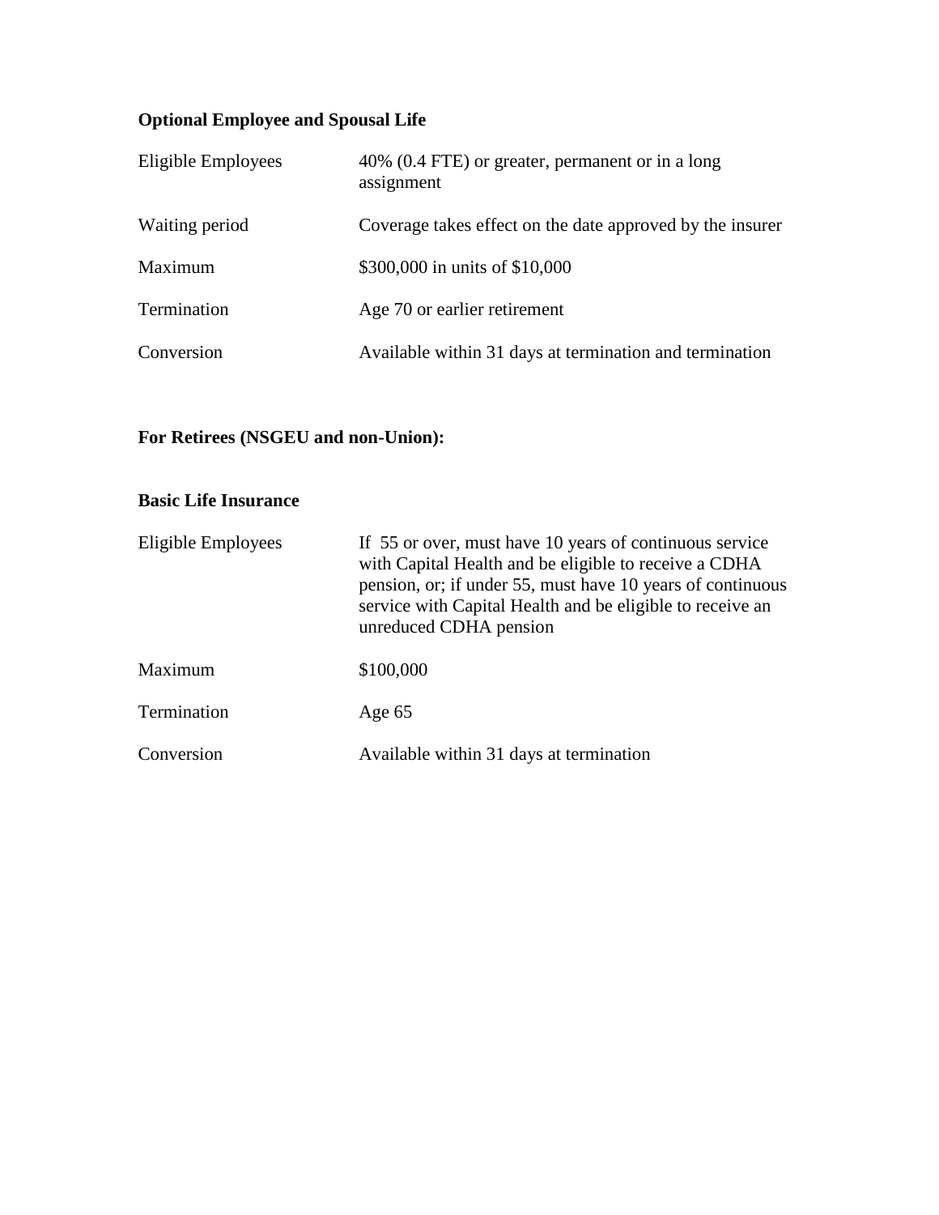**Optional Employee and Spousal Life**

| | |
|---|---|
| Eligible Employees | 40% (0.4 FTE) or greater, permanent or in a long assignment |
| Waiting period | Coverage takes effect on the date approved by the insurer |
| Maximum | $300,000 in units of $10,000 |
| Termination | Age 70 or earlier retirement |
| Conversion | Available within 31 days at termination and termination |

**For Retirees (NSGEU and non-Union):**

**Basic Life Insurance**

| | |
|---|---|
| Eligible Employees | If 55 or over, must have 10 years of continuous service with Capital Health and be eligible to receive a CDHA pension, or; if under 55, must have 10 years of continuous service with Capital Health and be eligible to receive an unreduced CDHA pension |
| Maximum | $100,000 |
| Termination | Age 65 |
| Conversion | Available within 31 days at termination |